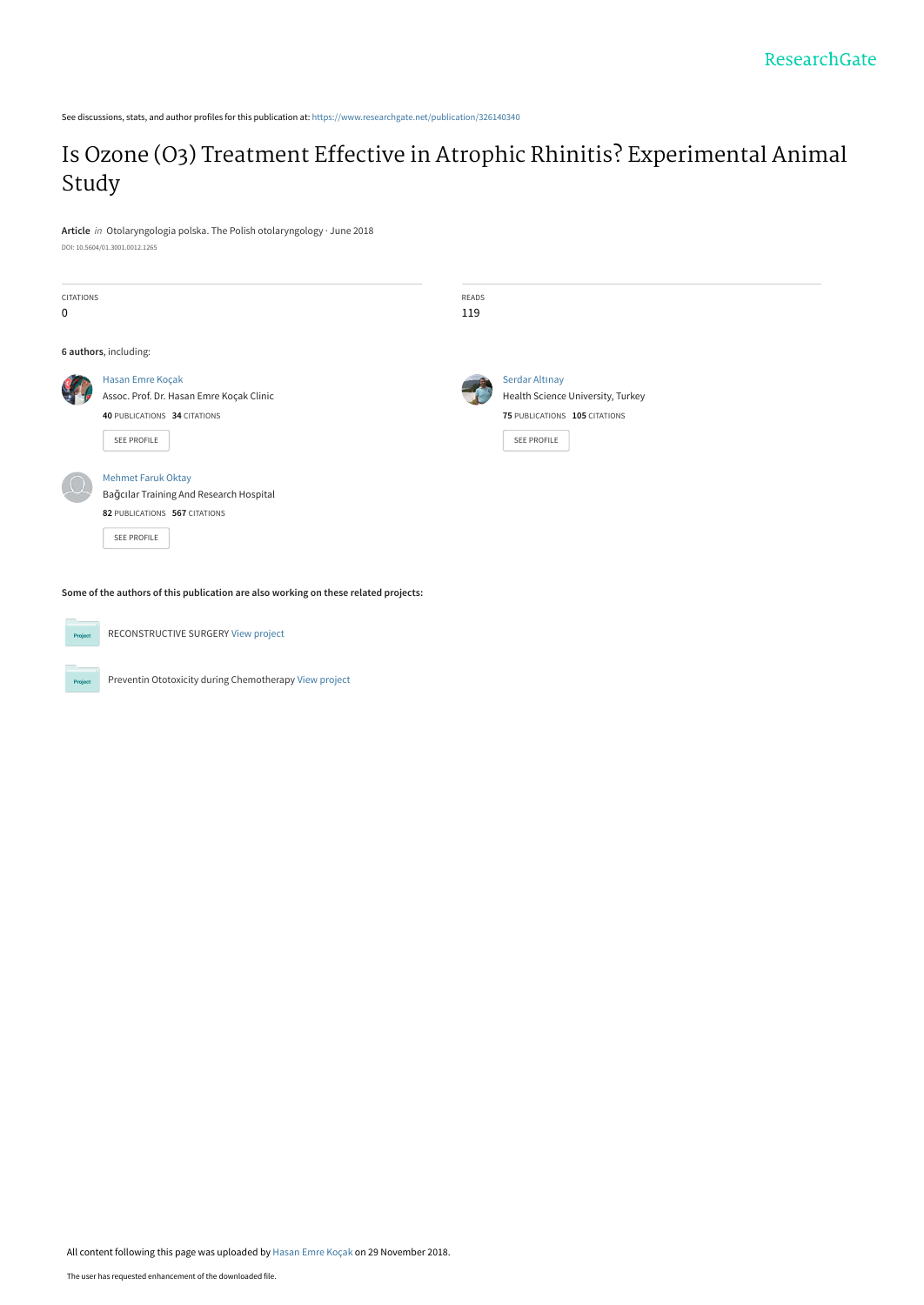See discussions, stats, and author profiles for this publication at: https://www.researchgate.net/publication/326140340

# Is Ozone (O3) Treatment Effective in Atrophic Rhinitis? Experimental Animal Study

**Article** *in* Otolaryngologia polska. The Polish otolaryngology · June 2018

DOI: 10.5604/01.3001.0012.1265

| CITATIONS | READS |
| --- | --- |
| 0 | 119 |

**6 authors**, including:

Hasan Emre Koçak
Assoc. Prof. Dr. Hasan Emre Koçak Clinic
**40** PUBLICATIONS **34** CITATIONS
SEE PROFILE

Serdar Altınay
Health Science University, Turkey
**75** PUBLICATIONS **105** CITATIONS
SEE PROFILE

Mehmet Faruk Oktay
Bağcılar Training And Research Hospital
**82** PUBLICATIONS **567** CITATIONS
SEE PROFILE

**Some of the authors of this publication are also working on these related projects:**

RECONSTRUCTIVE SURGERY View project

Preventin Ototoxicity during Chemotherapy View project

All content following this page was uploaded by Hasan Emre Koçak on 29 November 2018.

The user has requested enhancement of the downloaded file.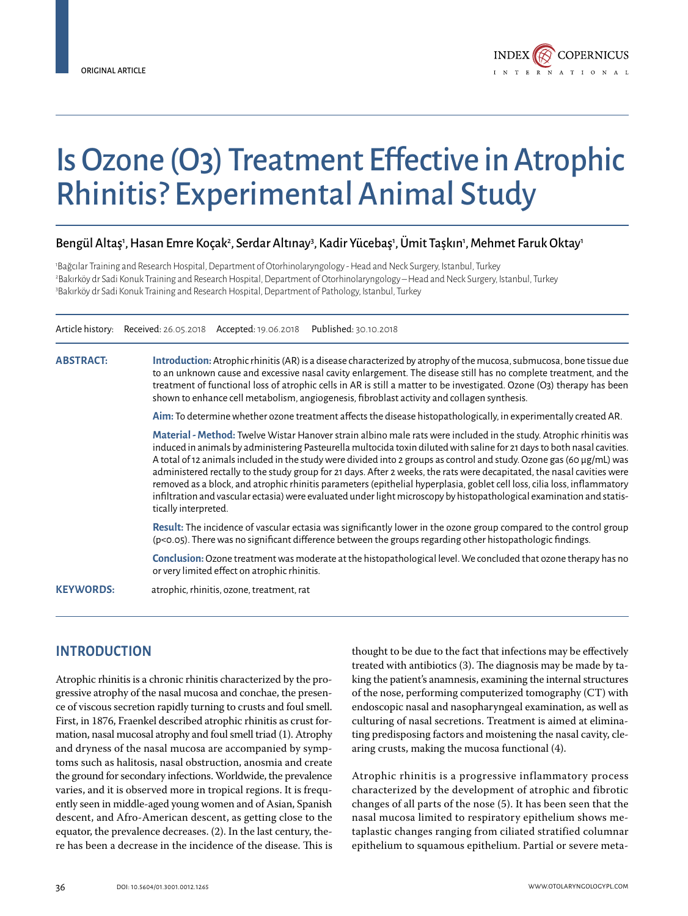ORIGINAL ARTICLE

# Is Ozone (O3) Treatment Effective in Atrophic Rhinitis? Experimental Animal Study

Bengül Altaş[1], Hasan Emre Koçak[2], Serdar Altınay[3], Kadir Yücebaş[1], Ümit Taşkın[1], Mehmet Faruk Oktay[1]

[1]Bağcılar Training and Research Hospital, Department of Otorhinolaryngology - Head and Neck Surgery, Istanbul, Turkey
[2]Bakırköy dr Sadi Konuk Training and Research Hospital, Department of Otorhinolaryngology – Head and Neck Surgery, Istanbul, Turkey
[3]Bakırköy dr Sadi Konuk Training and Research Hospital, Department of Pathology, Istanbul, Turkey

Article history: Received: 26.05.2018 Accepted: 19.06.2018 Published: 30.10.2018

**ABSTRACT:**

**Introduction:** Atrophic rhinitis (AR) is a disease characterized by atrophy of the mucosa, submucosa, bone tissue due to an unknown cause and excessive nasal cavity enlargement. The disease still has no complete treatment, and the treatment of functional loss of atrophic cells in AR is still a matter to be investigated. Ozone (O3) therapy has been shown to enhance cell metabolism, angiogenesis, fibroblast activity and collagen synthesis.

**Aim:** To determine whether ozone treatment affects the disease histopathologically, in experimentally created AR.

**Material - Method:** Twelve Wistar Hanover strain albino male rats were included in the study. Atrophic rhinitis was induced in animals by administering Pasteurella multocida toxin diluted with saline for 21 days to both nasal cavities. A total of 12 animals included in the study were divided into 2 groups as control and study. Ozone gas (60 µg/mL) was administered rectally to the study group for 21 days. After 2 weeks, the rats were decapitated, the nasal cavities were removed as a block, and atrophic rhinitis parameters (epithelial hyperplasia, goblet cell loss, cilia loss, inflammatory infiltration and vascular ectasia) were evaluated under light microscopy by histopathological examination and statistically interpreted.

**Result:** The incidence of vascular ectasia was significantly lower in the ozone group compared to the control group ($p<0.05$). There was no significant difference between the groups regarding other histopathologic findings.

**Conclusion:** Ozone treatment was moderate at the histopathological level. We concluded that ozone therapy has no or very limited effect on atrophic rhinitis.

**KEYWORDS:** atrophic, rhinitis, ozone, treatment, rat

## INTRODUCTION

Atrophic rhinitis is a chronic rhinitis characterized by the progressive atrophy of the nasal mucosa and conchae, the presence of viscous secretion rapidly turning to crusts and foul smell. First, in 1876, Fraenkel described atrophic rhinitis as crust formation, nasal mucosal atrophy and foul smell triad (1). Atrophy and dryness of the nasal mucosa are accompanied by symptoms such as halitosis, nasal obstruction, anosmia and create the ground for secondary infections. Worldwide, the prevalence varies, and it is observed more in tropical regions. It is frequently seen in middle-aged young women and of Asian, Spanish descent, and Afro-American descent, as getting close to the equator, the prevalence decreases. (2). In the last century, there has been a decrease in the incidence of the disease. This is thought to be due to the fact that infections may be effectively treated with antibiotics (3). The diagnosis may be made by taking the patient's anamnesis, examining the internal structures of the nose, performing computerized tomography (CT) with endoscopic nasal and nasopharyngeal examination, as well as culturing of nasal secretions. Treatment is aimed at eliminating predisposing factors and moistening the nasal cavity, clearing crusts, making the mucosa functional (4).

Atrophic rhinitis is a progressive inflammatory process characterized by the development of atrophic and fibrotic changes of all parts of the nose (5). It has been seen that the nasal mucosa limited to respiratory epithelium shows metaplastic changes ranging from ciliated stratified columnar epithelium to squamous epithelium. Partial or severe meta-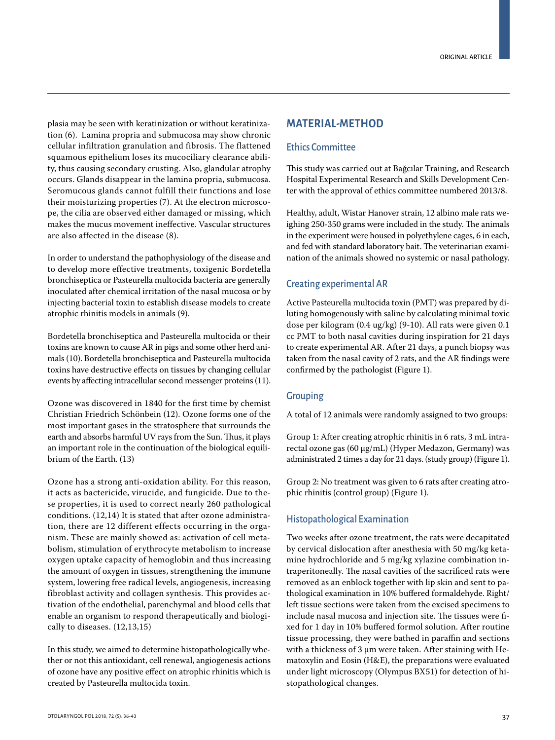plasia may be seen with keratinization or without keratinization (6). Lamina propria and submucosa may show chronic cellular infiltration granulation and fibrosis. The flattened squamous epithelium loses its mucociliary clearance ability, thus causing secondary crusting. Also, glandular atrophy occurs. Glands disappear in the lamina propria, submucosa. Seromucous glands cannot fulfill their functions and lose their moisturizing properties (7). At the electron microscope, the cilia are observed either damaged or missing, which makes the mucus movement ineffective. Vascular structures are also affected in the disease (8).

In order to understand the pathophysiology of the disease and to develop more effective treatments, toxigenic Bordetella bronchiseptica or Pasteurella multocida bacteria are generally inoculated after chemical irritation of the nasal mucosa or by injecting bacterial toxin to establish disease models to create atrophic rhinitis models in animals (9).

Bordetella bronchiseptica and Pasteurella multocida or their toxins are known to cause AR in pigs and some other herd animals (10). Bordetella bronchiseptica and Pasteurella multocida toxins have destructive effects on tissues by changing cellular events by affecting intracellular second messenger proteins (11).

Ozone was discovered in 1840 for the first time by chemist Christian Friedrich Schönbein (12). Ozone forms one of the most important gases in the stratosphere that surrounds the earth and absorbs harmful UV rays from the Sun. Thus, it plays an important role in the continuation of the biological equilibrium of the Earth. (13)

Ozone has a strong anti-oxidation ability. For this reason, it acts as bactericide, virucide, and fungicide. Due to these properties, it is used to correct nearly 260 pathological conditions. (12,14) It is stated that after ozone administration, there are 12 different effects occurring in the organism. These are mainly showed as: activation of cell metabolism, stimulation of erythrocyte metabolism to increase oxygen uptake capacity of hemoglobin and thus increasing the amount of oxygen in tissues, strengthening the immune system, lowering free radical levels, angiogenesis, increasing fibroblast activity and collagen synthesis. This provides activation of the endothelial, parenchymal and blood cells that enable an organism to respond therapeutically and biologically to diseases. (12,13,15)

In this study, we aimed to determine histopathologically whether or not this antioxidant, cell renewal, angiogenesis actions of ozone have any positive effect on atrophic rhinitis which is created by Pasteurella multocida toxin.

## MATERIAL-METHOD

### Ethics Committee

This study was carried out at Bağcılar Training, and Research Hospital Experimental Research and Skills Development Center with the approval of ethics committee numbered 2013/8.

Healthy, adult, Wistar Hanover strain, 12 albino male rats weighing 250-350 grams were included in the study. The animals in the experiment were housed in polyethylene cages, 6 in each, and fed with standard laboratory bait. The veterinarian examination of the animals showed no systemic or nasal pathology.

### Creating experimental AR

Active Pasteurella multocida toxin (PMT) was prepared by diluting homogenously with saline by calculating minimal toxic dose per kilogram (0.4 ug/kg) (9-10). All rats were given 0.1 cc PMT to both nasal cavities during inspiration for 21 days to create experimental AR. After 21 days, a punch biopsy was taken from the nasal cavity of 2 rats, and the AR findings were confirmed by the pathologist (Figure 1).

### Grouping

A total of 12 animals were randomly assigned to two groups:

Group 1: After creating atrophic rhinitis in 6 rats, 3 mL intrarectal ozone gas (60 µg/mL) (Hyper Medazon, Germany) was administrated 2 times a day for 21 days. (study group) (Figure 1).

Group 2: No treatment was given to 6 rats after creating atrophic rhinitis (control group) (Figure 1).

### Histopathological Examination

Two weeks after ozone treatment, the rats were decapitated by cervical dislocation after anesthesia with 50 mg/kg ketamine hydrochloride and 5 mg/kg xylazine combination intraperitoneally. The nasal cavities of the sacrificed rats were removed as an enblock together with lip skin and sent to pathological examination in 10% buffered formaldehyde. Right/left tissue sections were taken from the excised specimens to include nasal mucosa and injection site. The tissues were fixed for 1 day in 10% buffered formol solution. After routine tissue processing, they were bathed in paraffin and sections with a thickness of 3 µm were taken. After staining with Hematoxylin and Eosin (H&E), the preparations were evaluated under light microscopy (Olympus BX51) for detection of histopathological changes.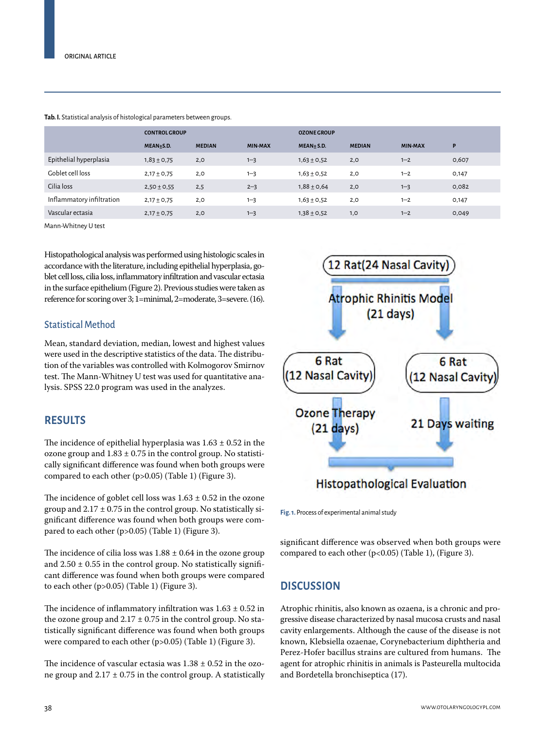**Tab. I.** Statistical analysis of histological parameters between groups.

| | CONTROL GROUP | | | OZONE GROUP | | | |
|---|---|---|---|---|---|---|---|
| | MEAN±S.D. | MEDIAN | MIN-MAX | MEAN±S.D. | MEDIAN | MIN-MAX | P |
| Epithelial hyperplasia | 1,83 ± 0,75 | 2,0 | 1–3 | 1,63 ± 0,52 | 2,0 | 1–2 | 0,607 |
| Goblet cell loss | 2,17 ± 0,75 | 2,0 | 1–3 | 1,63 ± 0,52 | 2,0 | 1–2 | 0,147 |
| Cilia loss | 2,50 ± 0,55 | 2,5 | 2–3 | 1,88 ± 0,64 | 2,0 | 1–3 | 0,082 |
| Inflammatory infiltration | 2,17 ± 0,75 | 2,0 | 1–3 | 1,63 ± 0,52 | 2,0 | 1–2 | 0,147 |
| Vascular ectasia | 2,17 ± 0,75 | 2,0 | 1–3 | 1,38 ± 0,52 | 1,0 | 1–2 | 0,049 |

Mann-Whitney U test

Histopathological analysis was performed using histologic scales in accordance with the literature, including epithelial hyperplasia, goblet cell loss, cilia loss, inflammatory infiltration and vascular ectasia in the surface epithelium (Figure 2). Previous studies were taken as reference for scoring over 3; 1=minimal, 2=moderate, 3=severe. (16).

### Statistical Method

Mean, standard deviation, median, lowest and highest values were used in the descriptive statistics of the data. The distribution of the variables was controlled with Kolmogorov Smirnov test. The Mann-Whitney U test was used for quantitative analysis. SPSS 22.0 program was used in the analyses.

## RESULTS

The incidence of epithelial hyperplasia was 1.63 ± 0.52 in the ozone group and 1.83 ± 0.75 in the control group. No statistically significant difference was found when both groups were compared to each other ($p>0.05$) (Table 1) (Figure 3).

The incidence of goblet cell loss was 1.63 ± 0.52 in the ozone group and 2.17 ± 0.75 in the control group. No statistically significant difference was found when both groups were compared to each other ($p>0.05$) (Table 1) (Figure 3).

The incidence of cilia loss was 1.88 ± 0.64 in the ozone group and 2.50 ± 0.55 in the control group. No statistically significant difference was found when both groups were compared to each other ($p>0.05$) (Table 1) (Figure 3).

The incidence of inflammatory infiltration was 1.63 ± 0.52 in the ozone group and 2.17 ± 0.75 in the control group. No statistically significant difference was found when both groups were compared to each other ($p>0.05$) (Table 1) (Figure 3).

The incidence of vascular ectasia was 1.38 ± 0.52 in the ozone group and 2.17 ± 0.75 in the control group. A statistically significant difference was observed when both groups were compared to each other ($p<0.05$) (Table 1), (Figure 3).

12 Rat(24 Nasal Cavity)

Atrophic Rhinitis Model (21 days)

6 Rat (12 Nasal Cavity) — Ozone Therapy (21 days)

6 Rat (12 Nasal Cavity) — 21 Days waiting

Histopathological Evaluation

**Fig. 1.** Process of experimental animal study

## DISCUSSION

Atrophic rhinitis, also known as ozaena, is a chronic and progressive disease characterized by nasal mucosa crusts and nasal cavity enlargements. Although the cause of the disease is not known, Klebsiella ozaenae, Corynebacterium diphtheria and Perez-Hofer bacillus strains are cultured from humans. The agent for atrophic rhinitis in animals is Pasteurella multocida and Bordetella bronchiseptica (17).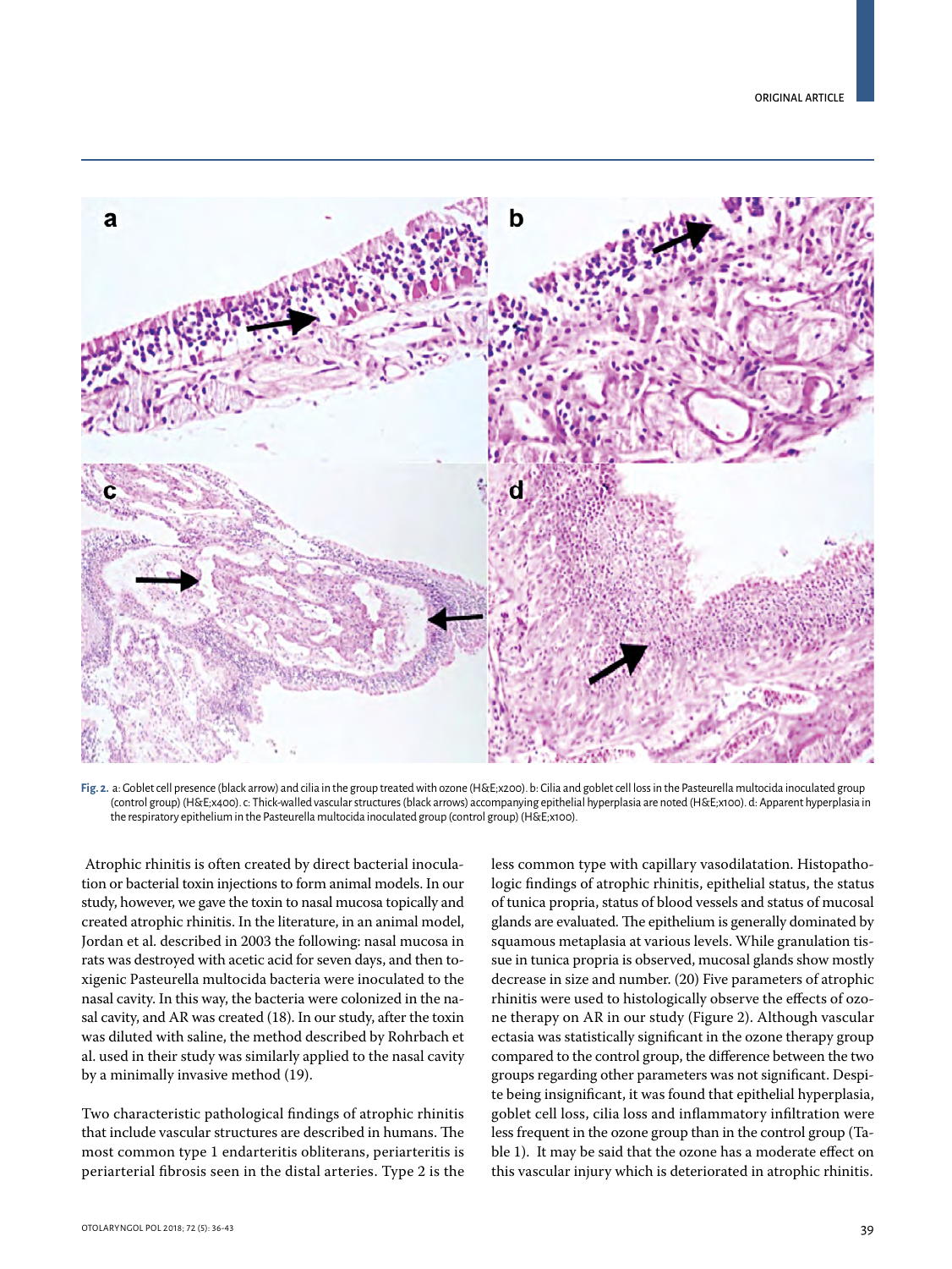Fig. 2. a: Goblet cell presence (black arrow) and cilia in the group treated with ozone (H&E;x200). b: Cilia and goblet cell loss in the Pasteurella multocida inoculated group (control group) (H&E;x400). c: Thick-walled vascular structures (black arrows) accompanying epithelial hyperplasia are noted (H&E;x100). d: Apparent hyperplasia in the respiratory epithelium in the Pasteurella multocida inoculated group (control group) (H&E;x100).

Atrophic rhinitis is often created by direct bacterial inoculation or bacterial toxin injections to form animal models. In our study, however, we gave the toxin to nasal mucosa topically and created atrophic rhinitis. In the literature, in an animal model, Jordan et al. described in 2003 the following: nasal mucosa in rats was destroyed with acetic acid for seven days, and then toxigenic Pasteurella multocida bacteria were inoculated to the nasal cavity. In this way, the bacteria were colonized in the nasal cavity, and AR was created (18). In our study, after the toxin was diluted with saline, the method described by Rohrbach et al. used in their study was similarly applied to the nasal cavity by a minimally invasive method (19).

Two characteristic pathological findings of atrophic rhinitis that include vascular structures are described in humans. The most common type 1 endarteritis obliterans, periarteritis is periarterial fibrosis seen in the distal arteries. Type 2 is the less common type with capillary vasodilatation. Histopathologic findings of atrophic rhinitis, epithelial status, the status of tunica propria, status of blood vessels and status of mucosal glands are evaluated. The epithelium is generally dominated by squamous metaplasia at various levels. While granulation tissue in tunica propria is observed, mucosal glands show mostly decrease in size and number. (20) Five parameters of atrophic rhinitis were used to histologically observe the effects of ozone therapy on AR in our study (Figure 2). Although vascular ectasia was statistically significant in the ozone therapy group compared to the control group, the difference between the two groups regarding other parameters was not significant. Despite being insignificant, it was found that epithelial hyperplasia, goblet cell loss, cilia loss and inflammatory infiltration were less frequent in the ozone group than in the control group (Table 1). It may be said that the ozone has a moderate effect on this vascular injury which is deteriorated in atrophic rhinitis.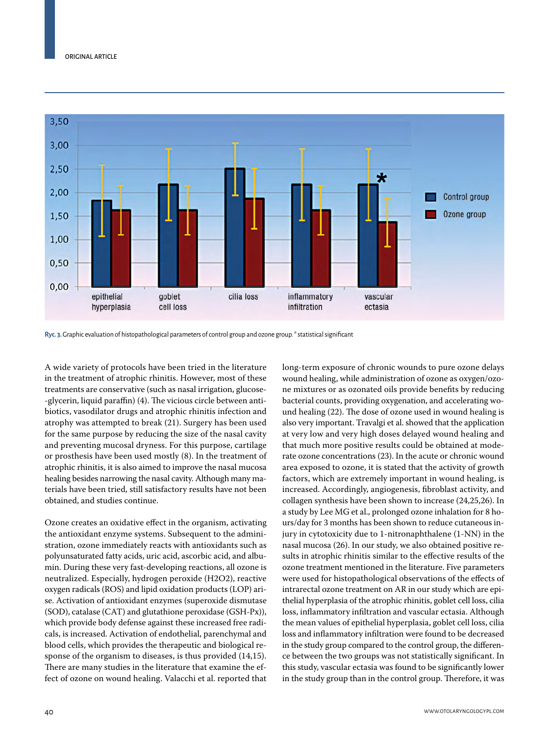Ryc. 3. Graphic evaluation of histopathological parameters of control group and ozone group. * statistical significant

A wide variety of protocols have been tried in the literature in the treatment of atrophic rhinitis. However, most of these treatments are conservative (such as nasal irrigation, glucose-glycerin, liquid paraffin) (4). The vicious circle between antibiotics, vasodilator drugs and atrophic rhinitis infection and atrophy was attempted to break (21). Surgery has been used for the same purpose by reducing the size of the nasal cavity and preventing mucosal dryness. For this purpose, cartilage or prosthesis have been used mostly (8). In the treatment of atrophic rhinitis, it is also aimed to improve the nasal mucosa healing besides narrowing the nasal cavity. Although many materials have been tried, still satisfactory results have not been obtained, and studies continue.

Ozone creates an oxidative effect in the organism, activating the antioxidant enzyme systems. Subsequent to the administration, ozone immediately reacts with antioxidants such as polyunsaturated fatty acids, uric acid, ascorbic acid, and albumin. During these very fast-developing reactions, all ozone is neutralized. Especially, hydrogen peroxide ($H_2O_2$), reactive oxygen radicals (ROS) and lipid oxidation products (LOP) arise. Activation of antioxidant enzymes (superoxide dismutase (SOD), catalase (CAT) and glutathione peroxidase (GSH-Px)), which provide body defense against these increased free radicals, is increased. Activation of endothelial, parenchymal and blood cells, which provides the therapeutic and biological response of the organism to diseases, is thus provided (14,15). There are many studies in the literature that examine the effect of ozone on wound healing. Valacchi et al. reported that long-term exposure of chronic wounds to pure ozone delays wound healing, while administration of ozone as oxygen/ozone mixtures or as ozonated oils provide benefits by reducing bacterial counts, providing oxygenation, and accelerating wound healing (22). The dose of ozone used in wound healing is also very important. Travalgi et al. showed that the application at very low and very high doses delayed wound healing and that much more positive results could be obtained at moderate ozone concentrations (23). In the acute or chronic wound area exposed to ozone, it is stated that the activity of growth factors, which are extremely important in wound healing, is increased. Accordingly, angiogenesis, fibroblast activity, and collagen synthesis have been shown to increase (24,25,26). In a study by Lee MG et al., prolonged ozone inhalation for 8 hours/day for 3 months has been shown to reduce cutaneous injury in cytotoxicity due to 1-nitronaphthalene (1-NN) in the nasal mucosa (26). In our study, we also obtained positive results in atrophic rhinitis similar to the effective results of the ozone treatment mentioned in the literature. Five parameters were used for histopathological observations of the effects of intrarectal ozone treatment on AR in our study which are epithelial hyperplasia of the atrophic rhinitis, goblet cell loss, cilia loss, inflammatory infiltration and vascular ectasia. Although the mean values of epithelial hyperplasia, goblet cell loss, cilia loss and inflammatory infiltration were found to be decreased in the study group compared to the control group, the difference between the two groups was not statistically significant. In this study, vascular ectasia was found to be significantly lower in the study group than in the control group. Therefore, it was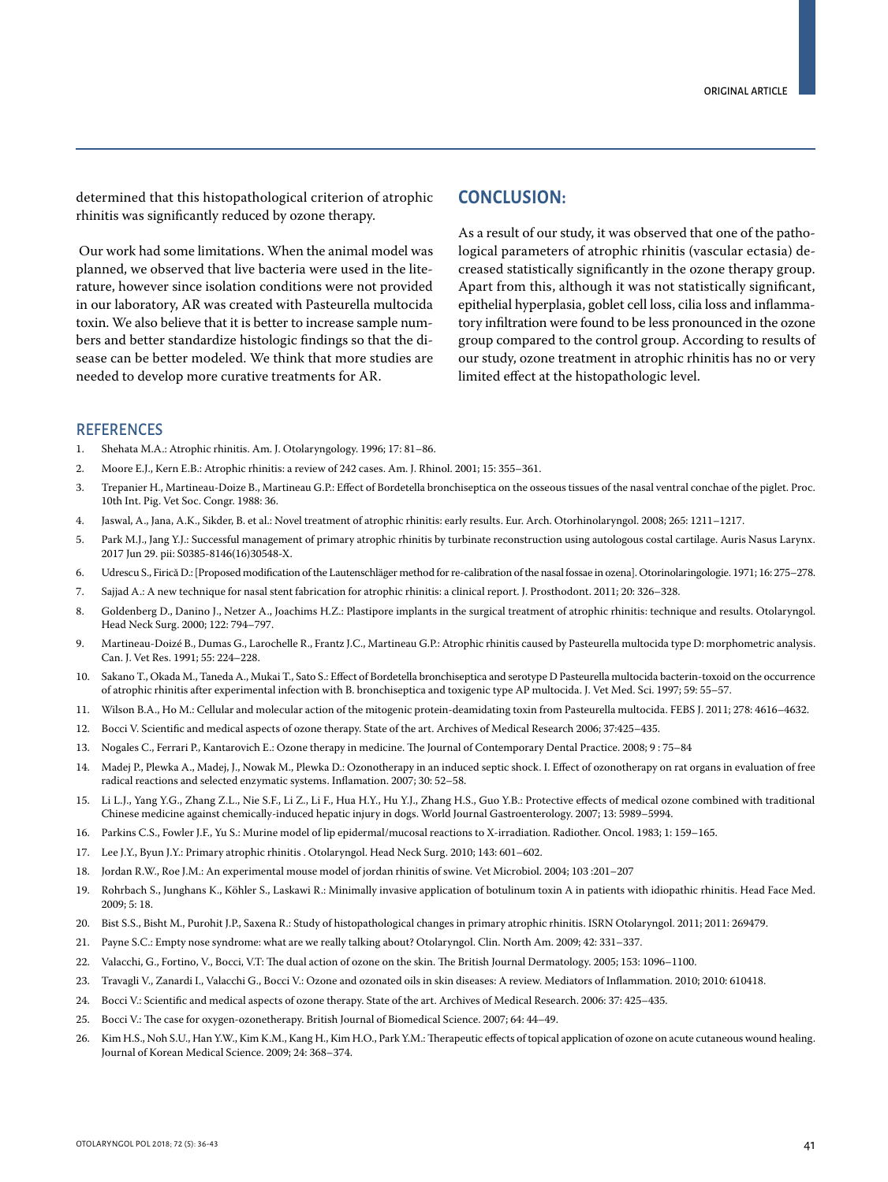determined that this histopathological criterion of atrophic rhinitis was significantly reduced by ozone therapy.

Our work had some limitations. When the animal model was planned, we observed that live bacteria were used in the literature, however since isolation conditions were not provided in our laboratory, AR was created with Pasteurella multocida toxin. We also believe that it is better to increase sample numbers and better standardize histologic findings so that the disease can be better modeled. We think that more studies are needed to develop more curative treatments for AR.

## CONCLUSION:

As a result of our study, it was observed that one of the pathological parameters of atrophic rhinitis (vascular ectasia) decreased statistically significantly in the ozone therapy group. Apart from this, although it was not statistically significant, epithelial hyperplasia, goblet cell loss, cilia loss and inflammatory infiltration were found to be less pronounced in the ozone group compared to the control group. According to results of our study, ozone treatment in atrophic rhinitis has no or very limited effect at the histopathologic level.

## REFERENCES

1. Shehata M.A.: Atrophic rhinitis. Am. J. Otolaryngology. 1996; 17: 81–86.
2. Moore E.J., Kern E.B.: Atrophic rhinitis: a review of 242 cases. Am. J. Rhinol. 2001; 15: 355–361.
3. Trepanier H., Martineau-Doize B., Martineau G.P.: Effect of Bordetella bronchiseptica on the osseous tissues of the nasal ventral conchae of the piglet. Proc. 10th Int. Pig. Vet Soc. Congr. 1988: 36.
4. Jaswal, A., Jana, A.K., Sikder, B. et al.: Novel treatment of atrophic rhinitis: early results. Eur. Arch. Otorhinolaryngol. 2008; 265: 1211–1217.
5. Park M.J., Jang Y.J.: Successful management of primary atrophic rhinitis by turbinate reconstruction using autologous costal cartilage. Auris Nasus Larynx. 2017 Jun 29. pii: S0385-8146(16)30548-X.
6. Udrescu S., Firică D.: [Proposed modification of the Lautenschläger method for re-calibration of the nasal fossae in ozena]. Otorinolaringologie. 1971; 16: 275–278.
7. Sajjad A.: A new technique for nasal stent fabrication for atrophic rhinitis: a clinical report. J. Prosthodont. 2011; 20: 326–328.
8. Goldenberg D., Danino J., Netzer A., Joachims H.Z.: Plastipore implants in the surgical treatment of atrophic rhinitis: technique and results. Otolaryngol. Head Neck Surg. 2000; 122: 794–797.
9. Martineau-Doizé B., Dumas G., Larochelle R., Frantz J.C., Martineau G.P.: Atrophic rhinitis caused by Pasteurella multocida type D: morphometric analysis. Can. J. Vet Res. 1991; 55: 224–228.
10. Sakano T., Okada M., Taneda A., Mukai T., Sato S.: Effect of Bordetella bronchiseptica and serotype D Pasteurella multocida bacterin-toxoid on the occurrence of atrophic rhinitis after experimental infection with B. bronchiseptica and toxigenic type AP multocida. J. Vet Med. Sci. 1997; 59: 55–57.
11. Wilson B.A., Ho M.: Cellular and molecular action of the mitogenic protein-deamidating toxin from Pasteurella multocida. FEBS J. 2011; 278: 4616–4632.
12. Bocci V. Scientific and medical aspects of ozone therapy. State of the art. Archives of Medical Research 2006; 37:425–435.
13. Nogales C., Ferrari P., Kantarovich E.: Ozone therapy in medicine. The Journal of Contemporary Dental Practice. 2008; 9 : 75–84
14. Madej P., Plewka A., Madej, J., Nowak M., Plewka D.: Ozonotherapy in an induced septic shock. I. Effect of ozonotherapy on rat organs in evaluation of free radical reactions and selected enzymatic systems. Inflamation. 2007; 30: 52–58.
15. Li L.J., Yang Y.G., Zhang Z.L., Nie S.F., Li Z., Li F., Hua H.Y., Hu Y.J., Zhang H.S., Guo Y.B.: Protective effects of medical ozone combined with traditional Chinese medicine against chemically-induced hepatic injury in dogs. World Journal Gastroenterology. 2007; 13: 5989–5994.
16. Parkins C.S., Fowler J.F., Yu S.: Murine model of lip epidermal/mucosal reactions to X-irradiation. Radiother. Oncol. 1983; 1: 159–165.
17. Lee J.Y., Byun J.Y.: Primary atrophic rhinitis . Otolaryngol. Head Neck Surg. 2010; 143: 601–602.
18. Jordan R.W., Roe J.M.: An experimental mouse model of jordan rhinitis of swine. Vet Microbiol. 2004; 103 :201–207
19. Rohrbach S., Junghans K., Köhler S., Laskawi R.: Minimally invasive application of botulinum toxin A in patients with idiopathic rhinitis. Head Face Med. 2009; 5: 18.
20. Bist S.S., Bisht M., Purohit J.P., Saxena R.: Study of histopathological changes in primary atrophic rhinitis. ISRN Otolaryngol. 2011; 2011: 269479.
21. Payne S.C.: Empty nose syndrome: what are we really talking about? Otolaryngol. Clin. North Am. 2009; 42: 331–337.
22. Valacchi, G., Fortino, V., Bocci, V.T: The dual action of ozone on the skin. The British Journal Dermatology. 2005; 153: 1096–1100.
23. Travagli V., Zanardi I., Valacchi G., Bocci V.: Ozone and ozonated oils in skin diseases: A review. Mediators of Inflammation. 2010; 2010: 610418.
24. Bocci V.: Scientific and medical aspects of ozone therapy. State of the art. Archives of Medical Research. 2006: 37: 425–435.
25. Bocci V.: The case for oxygen-ozonetherapy. British Journal of Biomedical Science. 2007; 64: 44–49.
26. Kim H.S., Noh S.U., Han Y.W., Kim K.M., Kang H., Kim H.O., Park Y.M.: Therapeutic effects of topical application of ozone on acute cutaneous wound healing. Journal of Korean Medical Science. 2009; 24: 368–374.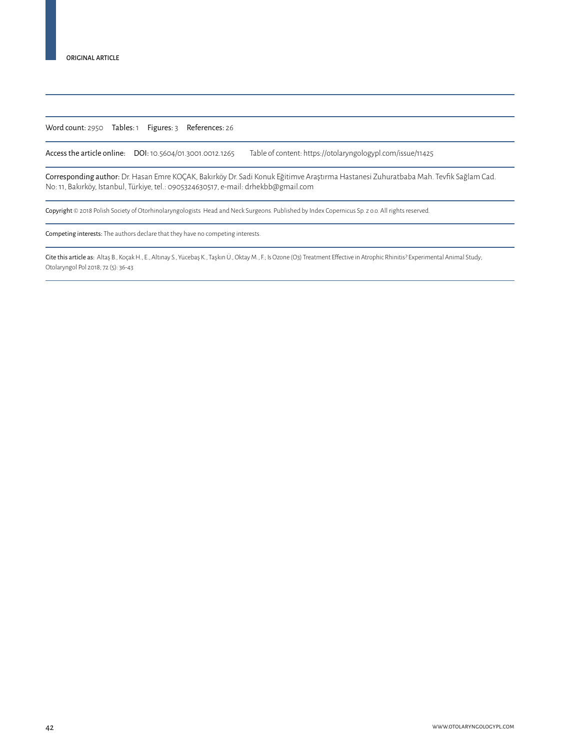ORIGINAL ARTICLE

Word count: 2950 Tables: 1 Figures: 3 References: 26

Access the article online: DOI: 10.5604/01.3001.0012.1265 Table of content: https://otolaryngologypl.com/issue/11425

Corresponding author: Dr. Hasan Emre KOÇAK, Bakırköy Dr. Sadi Konuk Eğitimve Araştırma Hastanesi Zuhuratbaba Mah. Tevfik Sağlam Cad. No: 11, Bakırköy, Istanbul, Türkiye, tel.: 0905324630517, e-mail: drhekbb@gmail.com

Copyright © 2018 Polish Society of Otorhinolaryngologists Head and Neck Surgeons. Published by Index Copernicus Sp. z o.o. All rights reserved.

Competing interests: The authors declare that they have no competing interests.

Cite this article as: Altaş B., Koçak H., E., Altınay S., Yücebaş K., Taşkın Ü., Oktay M., F.; Is Ozone (O3) Treatment Effective in Atrophic Rhinitis? Experimental Animal Study; Otolaryngol Pol 2018; 72 (5): 36-43